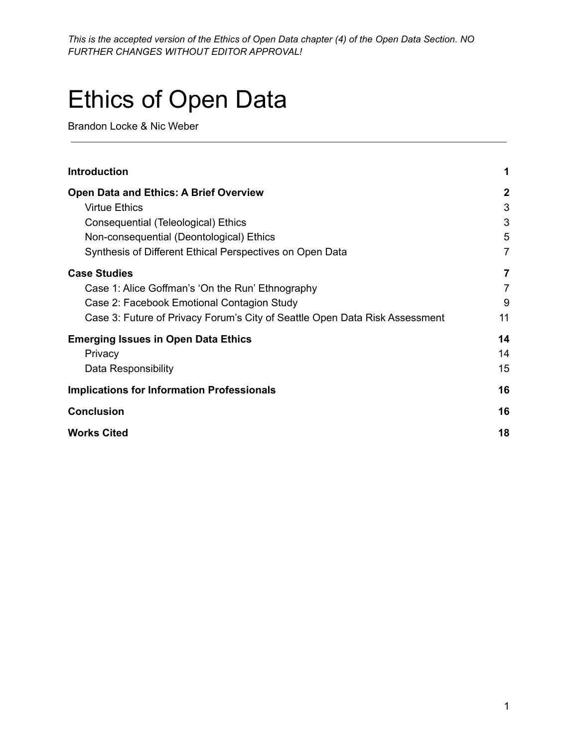*This is the accepted version of the Ethics of Open Data chapter (4) of the Open Data Section. NO FURTHER CHANGES WITHOUT EDITOR APPROVAL!*

# Ethics of Open Data

Brandon Locke & Nic Weber

---

| | |
|---|---|
| **Introduction** | **1** |
| **Open Data and Ethics: A Brief Overview** | **2** |
| Virtue Ethics | 3 |
| Consequential (Teleological) Ethics | 3 |
| Non-consequential (Deontological) Ethics | 5 |
| Synthesis of Different Ethical Perspectives on Open Data | 7 |
| **Case Studies** | **7** |
| Case 1: Alice Goffman's 'On the Run' Ethnography | 7 |
| Case 2: Facebook Emotional Contagion Study | 9 |
| Case 3: Future of Privacy Forum's City of Seattle Open Data Risk Assessment | 11 |
| **Emerging Issues in Open Data Ethics** | **14** |
| Privacy | 14 |
| Data Responsibility | 15 |
| **Implications for Information Professionals** | **16** |
| **Conclusion** | **16** |
| **Works Cited** | **18** |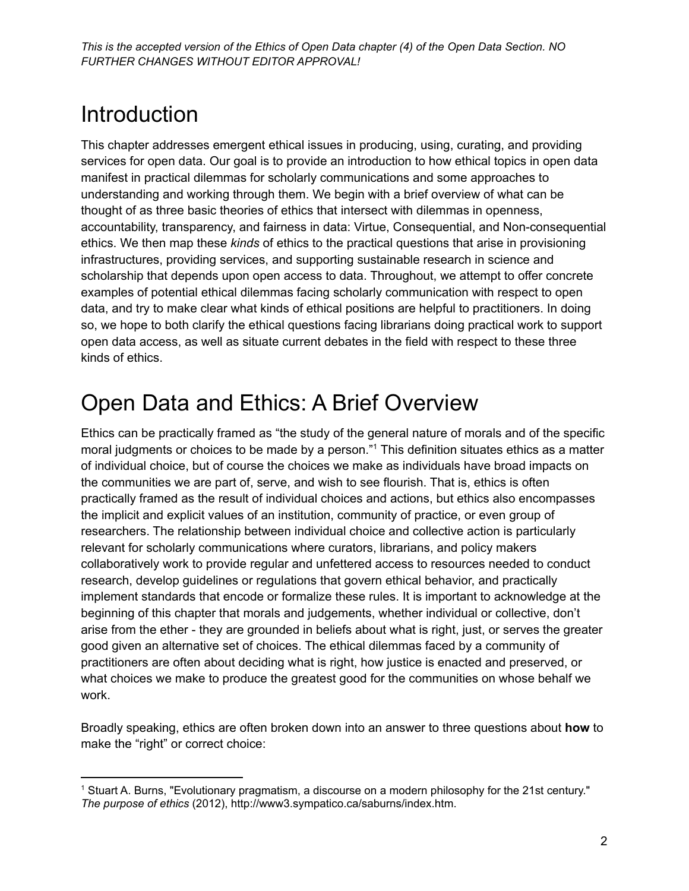*This is the accepted version of the Ethics of Open Data chapter (4) of the Open Data Section. NO FURTHER CHANGES WITHOUT EDITOR APPROVAL!*

# Introduction

This chapter addresses emergent ethical issues in producing, using, curating, and providing services for open data. Our goal is to provide an introduction to how ethical topics in open data manifest in practical dilemmas for scholarly communications and some approaches to understanding and working through them. We begin with a brief overview of what can be thought of as three basic theories of ethics that intersect with dilemmas in openness, accountability, transparency, and fairness in data: Virtue, Consequential, and Non-consequential ethics. We then map these *kinds* of ethics to the practical questions that arise in provisioning infrastructures, providing services, and supporting sustainable research in science and scholarship that depends upon open access to data. Throughout, we attempt to offer concrete examples of potential ethical dilemmas facing scholarly communication with respect to open data, and try to make clear what kinds of ethical positions are helpful to practitioners. In doing so, we hope to both clarify the ethical questions facing librarians doing practical work to support open data access, as well as situate current debates in the field with respect to these three kinds of ethics.

# Open Data and Ethics: A Brief Overview

Ethics can be practically framed as "the study of the general nature of morals and of the specific moral judgments or choices to be made by a person."[1] This definition situates ethics as a matter of individual choice, but of course the choices we make as individuals have broad impacts on the communities we are part of, serve, and wish to see flourish. That is, ethics is often practically framed as the result of individual choices and actions, but ethics also encompasses the implicit and explicit values of an institution, community of practice, or even group of researchers. The relationship between individual choice and collective action is particularly relevant for scholarly communications where curators, librarians, and policy makers collaboratively work to provide regular and unfettered access to resources needed to conduct research, develop guidelines or regulations that govern ethical behavior, and practically implement standards that encode or formalize these rules. It is important to acknowledge at the beginning of this chapter that morals and judgements, whether individual or collective, don't arise from the ether - they are grounded in beliefs about what is right, just, or serves the greater good given an alternative set of choices. The ethical dilemmas faced by a community of practitioners are often about deciding what is right, how justice is enacted and preserved, or what choices we make to produce the greatest good for the communities on whose behalf we work.

Broadly speaking, ethics are often broken down into an answer to three questions about **how** to make the "right" or correct choice:

[1] Stuart A. Burns, "Evolutionary pragmatism, a discourse on a modern philosophy for the 21st century." *The purpose of ethics* (2012), http://www3.sympatico.ca/saburns/index.htm.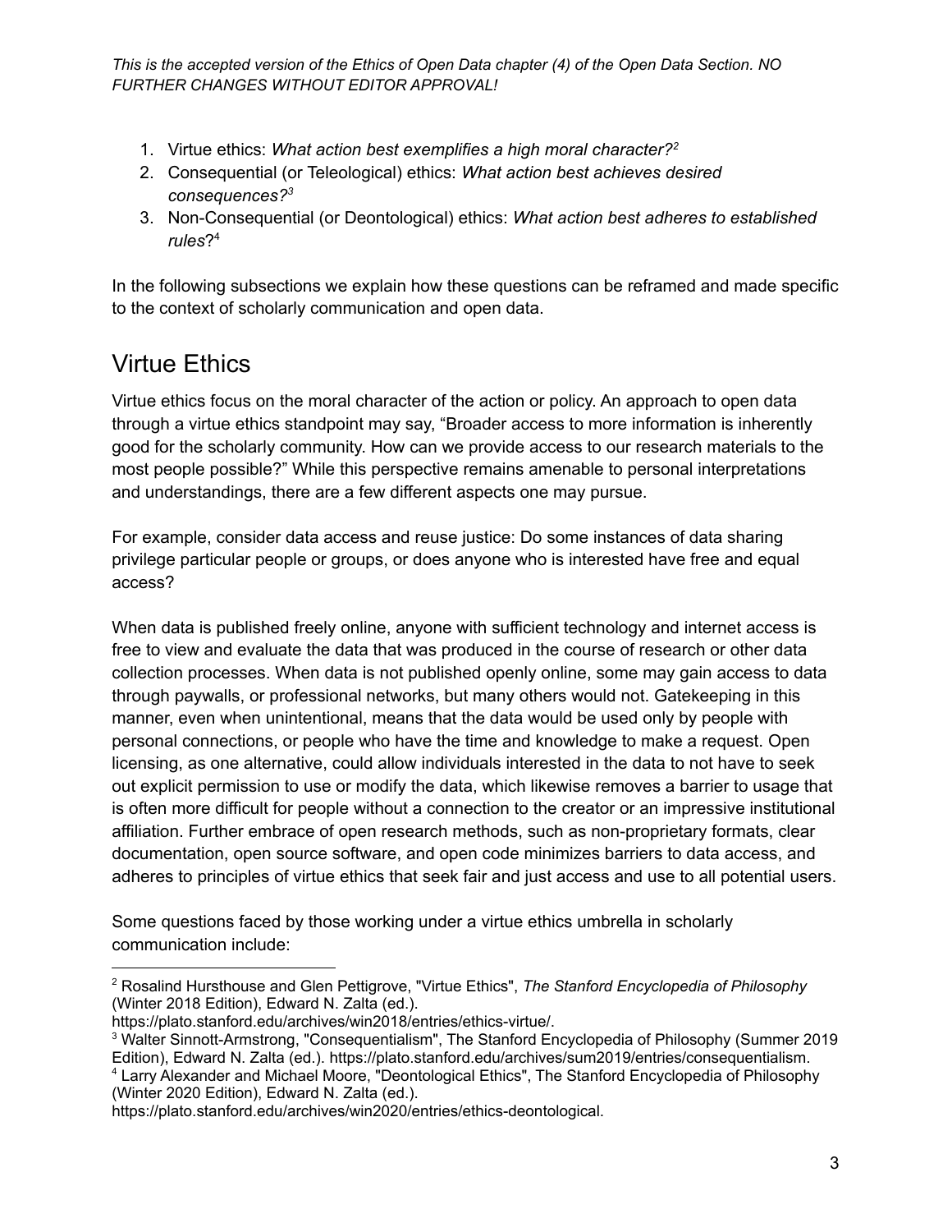1. Virtue ethics: *What action best exemplifies a high moral character?*[2]
2. Consequential (or Teleological) ethics: *What action best achieves desired consequences?*[3]
3. Non-Consequential (or Deontological) ethics: *What action best adheres to established rules*?[4]

In the following subsections we explain how these questions can be reframed and made specific to the context of scholarly communication and open data.

## Virtue Ethics

Virtue ethics focus on the moral character of the action or policy. An approach to open data through a virtue ethics standpoint may say, "Broader access to more information is inherently good for the scholarly community. How can we provide access to our research materials to the most people possible?" While this perspective remains amenable to personal interpretations and understandings, there are a few different aspects one may pursue.

For example, consider data access and reuse justice: Do some instances of data sharing privilege particular people or groups, or does anyone who is interested have free and equal access?

When data is published freely online, anyone with sufficient technology and internet access is free to view and evaluate the data that was produced in the course of research or other data collection processes. When data is not published openly online, some may gain access to data through paywalls, or professional networks, but many others would not. Gatekeeping in this manner, even when unintentional, means that the data would be used only by people with personal connections, or people who have the time and knowledge to make a request. Open licensing, as one alternative, could allow individuals interested in the data to not have to seek out explicit permission to use or modify the data, which likewise removes a barrier to usage that is often more difficult for people without a connection to the creator or an impressive institutional affiliation. Further embrace of open research methods, such as non-proprietary formats, clear documentation, open source software, and open code minimizes barriers to data access, and adheres to principles of virtue ethics that seek fair and just access and use to all potential users.

Some questions faced by those working under a virtue ethics umbrella in scholarly communication include:

---

[2] Rosalind Hursthouse and Glen Pettigrove, "Virtue Ethics", *The Stanford Encyclopedia of Philosophy* (Winter 2018 Edition), Edward N. Zalta (ed.). https://plato.stanford.edu/archives/win2018/entries/ethics-virtue/.

[3] Walter Sinnott-Armstrong, "Consequentialism", The Stanford Encyclopedia of Philosophy (Summer 2019 Edition), Edward N. Zalta (ed.). https://plato.stanford.edu/archives/sum2019/entries/consequentialism.

[4] Larry Alexander and Michael Moore, "Deontological Ethics", The Stanford Encyclopedia of Philosophy (Winter 2020 Edition), Edward N. Zalta (ed.). https://plato.stanford.edu/archives/win2020/entries/ethics-deontological.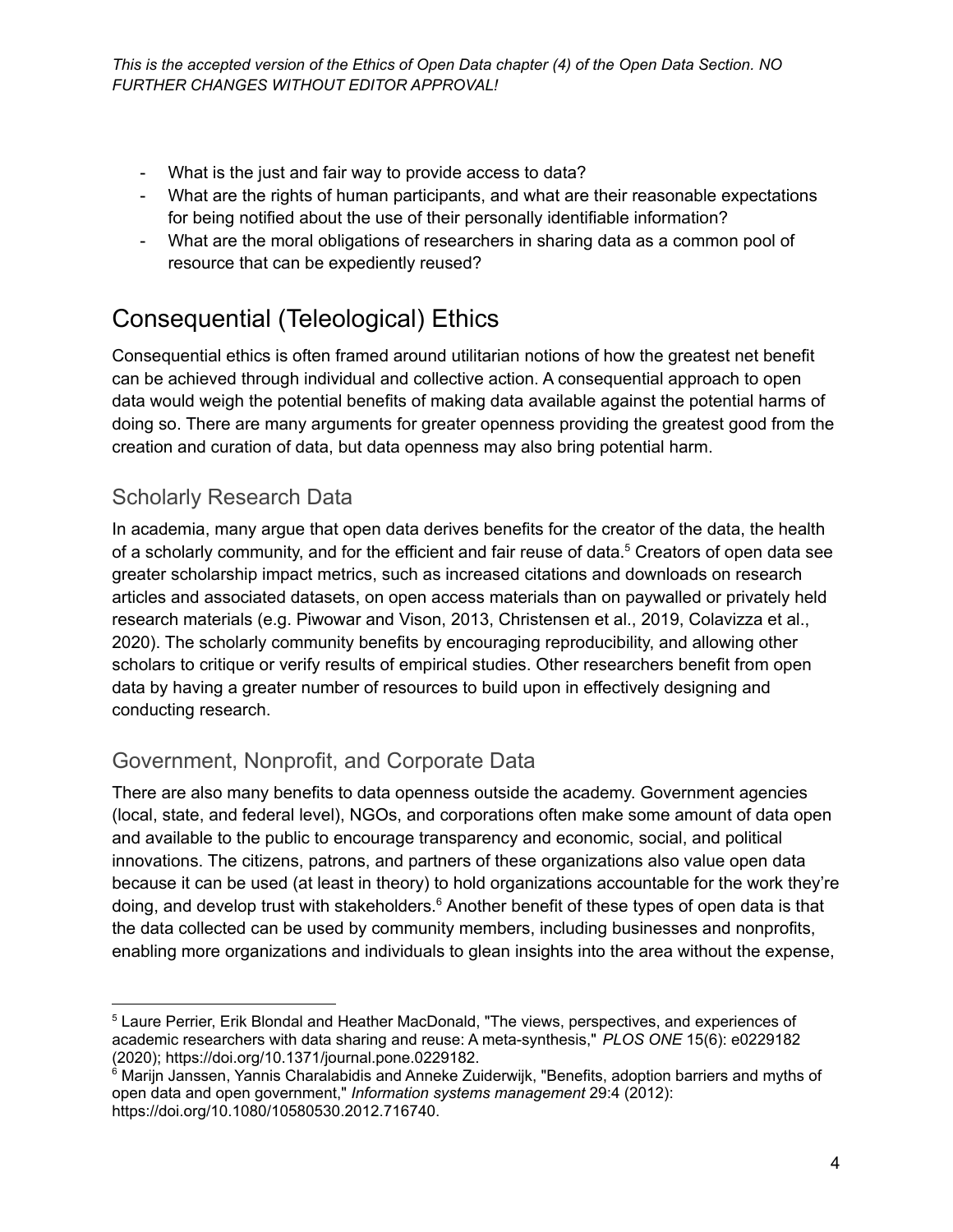- What is the just and fair way to provide access to data?
- What are the rights of human participants, and what are their reasonable expectations for being notified about the use of their personally identifiable information?
- What are the moral obligations of researchers in sharing data as a common pool of resource that can be expediently reused?

# Consequential (Teleological) Ethics

Consequential ethics is often framed around utilitarian notions of how the greatest net benefit can be achieved through individual and collective action. A consequential approach to open data would weigh the potential benefits of making data available against the potential harms of doing so. There are many arguments for greater openness providing the greatest good from the creation and curation of data, but data openness may also bring potential harm.

## Scholarly Research Data

In academia, many argue that open data derives benefits for the creator of the data, the health of a scholarly community, and for the efficient and fair reuse of data.[5] Creators of open data see greater scholarship impact metrics, such as increased citations and downloads on research articles and associated datasets, on open access materials than on paywalled or privately held research materials (e.g. Piwowar and Vison, 2013, Christensen et al., 2019, Colavizza et al., 2020). The scholarly community benefits by encouraging reproducibility, and allowing other scholars to critique or verify results of empirical studies. Other researchers benefit from open data by having a greater number of resources to build upon in effectively designing and conducting research.

## Government, Nonprofit, and Corporate Data

There are also many benefits to data openness outside the academy. Government agencies (local, state, and federal level), NGOs, and corporations often make some amount of data open and available to the public to encourage transparency and economic, social, and political innovations. The citizens, patrons, and partners of these organizations also value open data because it can be used (at least in theory) to hold organizations accountable for the work they're doing, and develop trust with stakeholders.[6] Another benefit of these types of open data is that the data collected can be used by community members, including businesses and nonprofits, enabling more organizations and individuals to glean insights into the area without the expense,

---

[5] Laure Perrier, Erik Blondal and Heather MacDonald, "The views, perspectives, and experiences of academic researchers with data sharing and reuse: A meta-synthesis," *PLOS ONE* 15(6): e0229182 (2020); https://doi.org/10.1371/journal.pone.0229182.

[6] Marijn Janssen, Yannis Charalabidis and Anneke Zuiderwijk, "Benefits, adoption barriers and myths of open data and open government," *Information systems management* 29:4 (2012): https://doi.org/10.1080/10580530.2012.716740.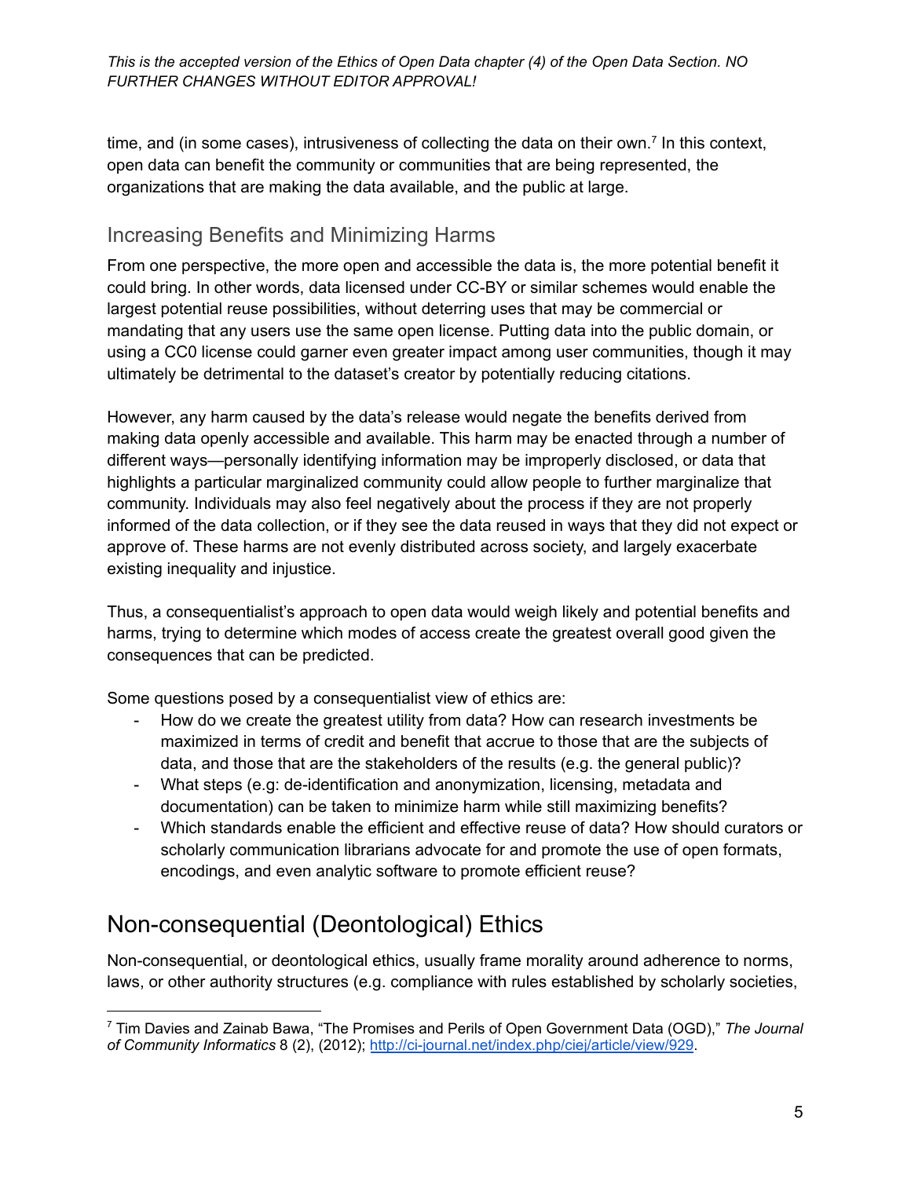time, and (in some cases), intrusiveness of collecting the data on their own.[7] In this context, open data can benefit the community or communities that are being represented, the organizations that are making the data available, and the public at large.

### Increasing Benefits and Minimizing Harms

From one perspective, the more open and accessible the data is, the more potential benefit it could bring. In other words, data licensed under CC-BY or similar schemes would enable the largest potential reuse possibilities, without deterring uses that may be commercial or mandating that any users use the same open license. Putting data into the public domain, or using a CC0 license could garner even greater impact among user communities, though it may ultimately be detrimental to the dataset's creator by potentially reducing citations.

However, any harm caused by the data's release would negate the benefits derived from making data openly accessible and available. This harm may be enacted through a number of different ways—personally identifying information may be improperly disclosed, or data that highlights a particular marginalized community could allow people to further marginalize that community. Individuals may also feel negatively about the process if they are not properly informed of the data collection, or if they see the data reused in ways that they did not expect or approve of. These harms are not evenly distributed across society, and largely exacerbate existing inequality and injustice.

Thus, a consequentialist's approach to open data would weigh likely and potential benefits and harms, trying to determine which modes of access create the greatest overall good given the consequences that can be predicted.

Some questions posed by a consequentialist view of ethics are:

- How do we create the greatest utility from data? How can research investments be maximized in terms of credit and benefit that accrue to those that are the subjects of data, and those that are the stakeholders of the results (e.g. the general public)?
- What steps (e.g: de-identification and anonymization, licensing, metadata and documentation) can be taken to minimize harm while still maximizing benefits?
- Which standards enable the efficient and effective reuse of data? How should curators or scholarly communication librarians advocate for and promote the use of open formats, encodings, and even analytic software to promote efficient reuse?

## Non-consequential (Deontological) Ethics

Non-consequential, or deontological ethics, usually frame morality around adherence to norms, laws, or other authority structures (e.g. compliance with rules established by scholarly societies,

---

[7] Tim Davies and Zainab Bawa, "The Promises and Perils of Open Government Data (OGD)," *The Journal of Community Informatics* 8 (2), (2012); http://ci-journal.net/index.php/ciej/article/view/929.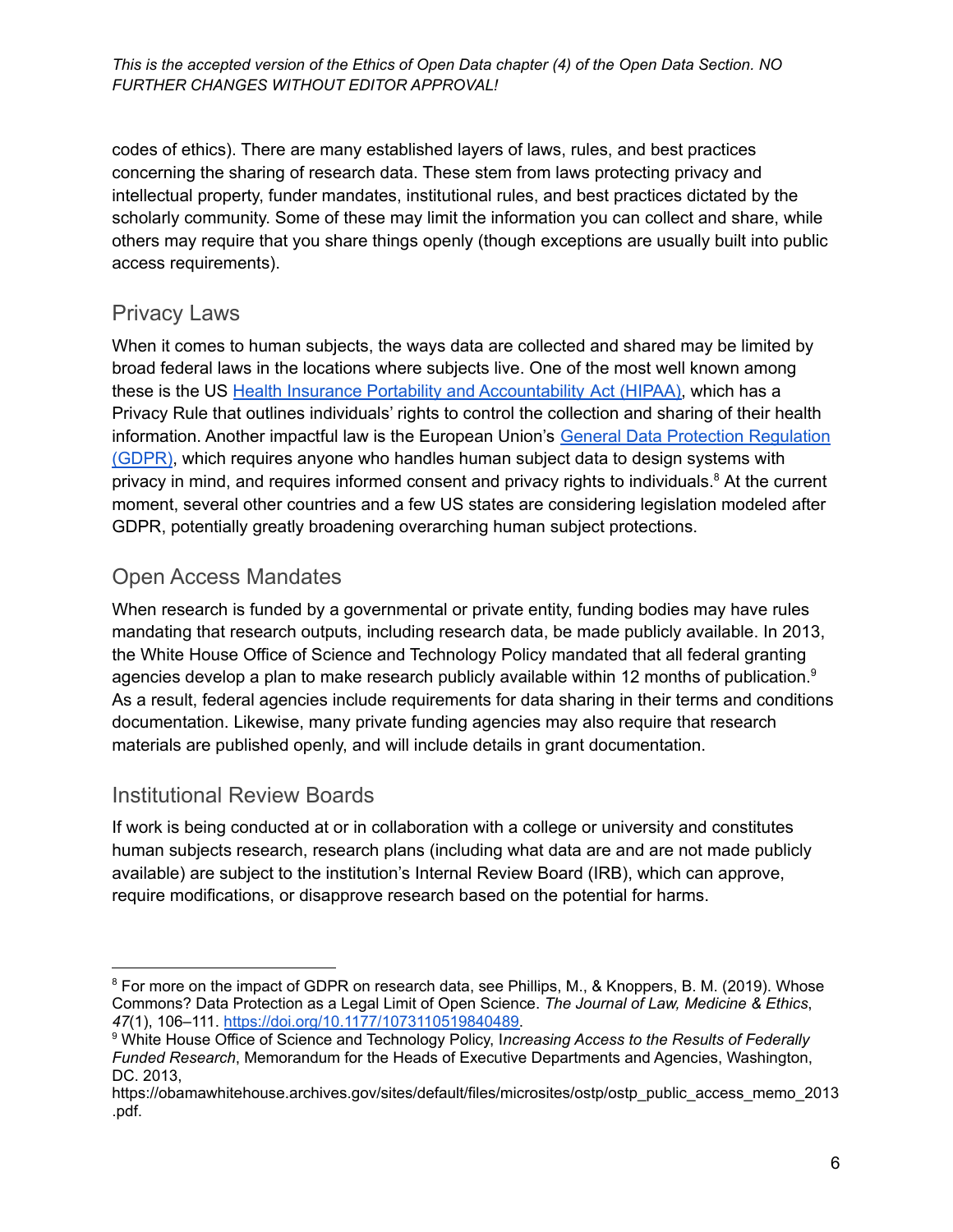codes of ethics). There are many established layers of laws, rules, and best practices concerning the sharing of research data. These stem from laws protecting privacy and intellectual property, funder mandates, institutional rules, and best practices dictated by the scholarly community. Some of these may limit the information you can collect and share, while others may require that you share things openly (though exceptions are usually built into public access requirements).

## Privacy Laws

When it comes to human subjects, the ways data are collected and shared may be limited by broad federal laws in the locations where subjects live. One of the most well known among these is the US [Health Insurance Portability and Accountability Act (HIPAA)](), which has a Privacy Rule that outlines individuals' rights to control the collection and sharing of their health information. Another impactful law is the European Union's [General Data Protection Regulation (GDPR)](), which requires anyone who handles human subject data to design systems with privacy in mind, and requires informed consent and privacy rights to individuals.[8] At the current moment, several other countries and a few US states are considering legislation modeled after GDPR, potentially greatly broadening overarching human subject protections.

## Open Access Mandates

When research is funded by a governmental or private entity, funding bodies may have rules mandating that research outputs, including research data, be made publicly available. In 2013, the White House Office of Science and Technology Policy mandated that all federal granting agencies develop a plan to make research publicly available within 12 months of publication.[9] As a result, federal agencies include requirements for data sharing in their terms and conditions documentation. Likewise, many private funding agencies may also require that research materials are published openly, and will include details in grant documentation.

## Institutional Review Boards

If work is being conducted at or in collaboration with a college or university and constitutes human subjects research, research plans (including what data are and are not made publicly available) are subject to the institution's Internal Review Board (IRB), which can approve, require modifications, or disapprove research based on the potential for harms.

---

[8] For more on the impact of GDPR on research data, see Phillips, M., & Knoppers, B. M. (2019). Whose Commons? Data Protection as a Legal Limit of Open Science. *The Journal of Law, Medicine & Ethics*, *47*(1), 106–111. https://doi.org/10.1177/1073110519840489.

[9] White House Office of Science and Technology Policy, I*ncreasing Access to the Results of Federally Funded Research*, Memorandum for the Heads of Executive Departments and Agencies, Washington, DC. 2013, https://obamawhitehouse.archives.gov/sites/default/files/microsites/ostp/ostp_public_access_memo_2013.pdf.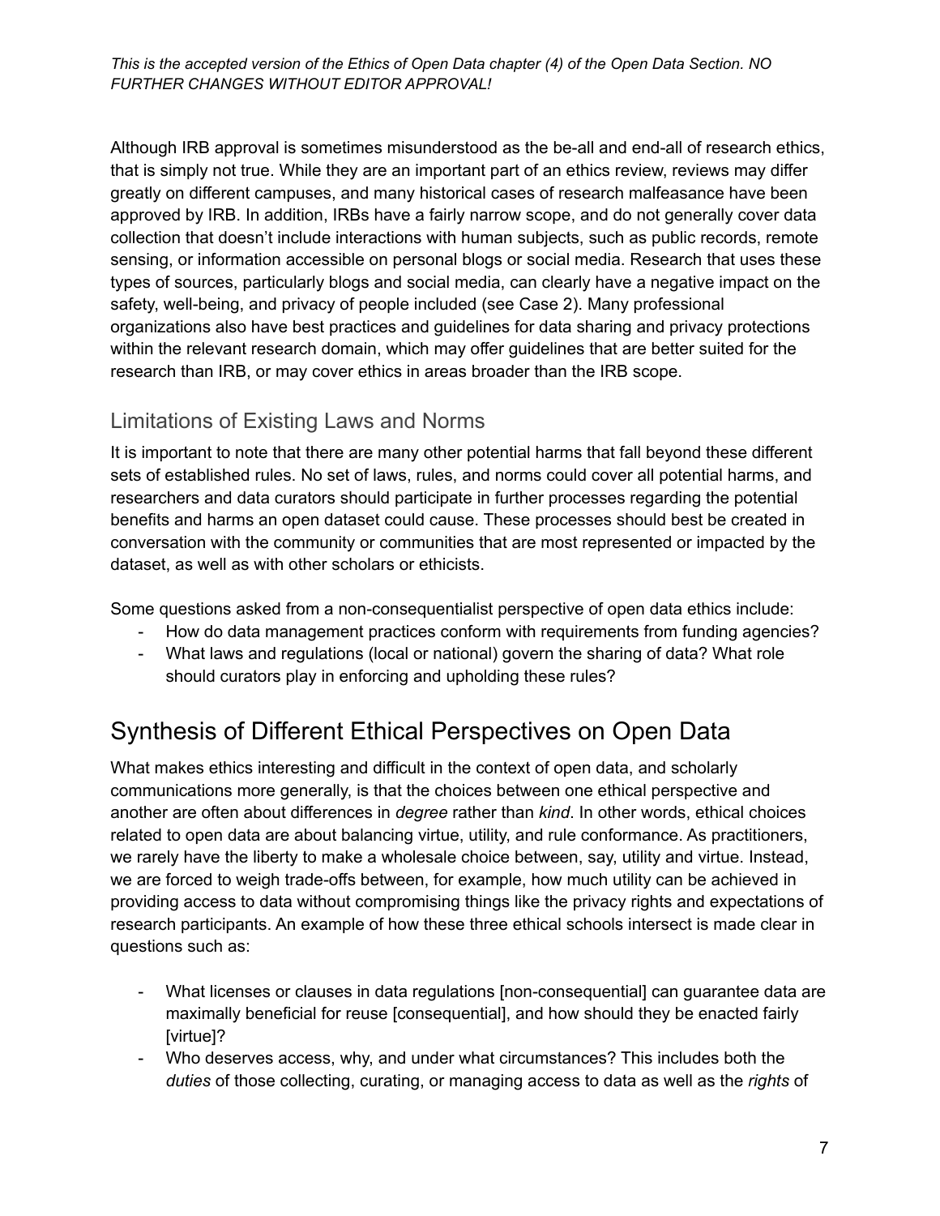Although IRB approval is sometimes misunderstood as the be-all and end-all of research ethics, that is simply not true. While they are an important part of an ethics review, reviews may differ greatly on different campuses, and many historical cases of research malfeasance have been approved by IRB. In addition, IRBs have a fairly narrow scope, and do not generally cover data collection that doesn't include interactions with human subjects, such as public records, remote sensing, or information accessible on personal blogs or social media. Research that uses these types of sources, particularly blogs and social media, can clearly have a negative impact on the safety, well-being, and privacy of people included (see Case 2). Many professional organizations also have best practices and guidelines for data sharing and privacy protections within the relevant research domain, which may offer guidelines that are better suited for the research than IRB, or may cover ethics in areas broader than the IRB scope.

## Limitations of Existing Laws and Norms

It is important to note that there are many other potential harms that fall beyond these different sets of established rules. No set of laws, rules, and norms could cover all potential harms, and researchers and data curators should participate in further processes regarding the potential benefits and harms an open dataset could cause. These processes should best be created in conversation with the community or communities that are most represented or impacted by the dataset, as well as with other scholars or ethicists.

Some questions asked from a non-consequentialist perspective of open data ethics include:

- How do data management practices conform with requirements from funding agencies?
- What laws and regulations (local or national) govern the sharing of data? What role should curators play in enforcing and upholding these rules?

# Synthesis of Different Ethical Perspectives on Open Data

What makes ethics interesting and difficult in the context of open data, and scholarly communications more generally, is that the choices between one ethical perspective and another are often about differences in *degree* rather than *kind*. In other words, ethical choices related to open data are about balancing virtue, utility, and rule conformance. As practitioners, we rarely have the liberty to make a wholesale choice between, say, utility and virtue. Instead, we are forced to weigh trade-offs between, for example, how much utility can be achieved in providing access to data without compromising things like the privacy rights and expectations of research participants. An example of how these three ethical schools intersect is made clear in questions such as:

- What licenses or clauses in data regulations [non-consequential] can guarantee data are maximally beneficial for reuse [consequential], and how should they be enacted fairly [virtue]?
- Who deserves access, why, and under what circumstances? This includes both the *duties* of those collecting, curating, or managing access to data as well as the *rights* of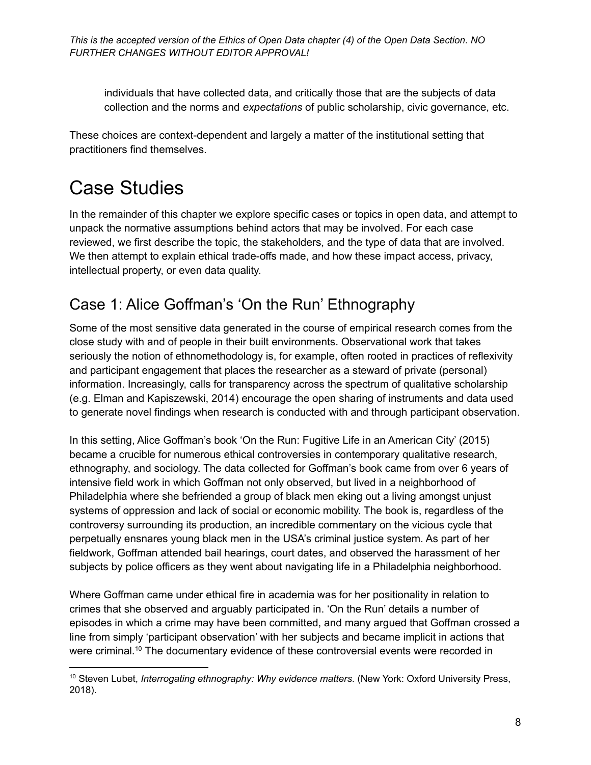individuals that have collected data, and critically those that are the subjects of data collection and the norms and *expectations* of public scholarship, civic governance, etc.

These choices are context-dependent and largely a matter of the institutional setting that practitioners find themselves.

# Case Studies

In the remainder of this chapter we explore specific cases or topics in open data, and attempt to unpack the normative assumptions behind actors that may be involved. For each case reviewed, we first describe the topic, the stakeholders, and the type of data that are involved. We then attempt to explain ethical trade-offs made, and how these impact access, privacy, intellectual property, or even data quality.

## Case 1: Alice Goffman's 'On the Run' Ethnography

Some of the most sensitive data generated in the course of empirical research comes from the close study with and of people in their built environments. Observational work that takes seriously the notion of ethnomethodology is, for example, often rooted in practices of reflexivity and participant engagement that places the researcher as a steward of private (personal) information. Increasingly, calls for transparency across the spectrum of qualitative scholarship (e.g. Elman and Kapiszewski, 2014) encourage the open sharing of instruments and data used to generate novel findings when research is conducted with and through participant observation.

In this setting, Alice Goffman's book 'On the Run: Fugitive Life in an American City' (2015) became a crucible for numerous ethical controversies in contemporary qualitative research, ethnography, and sociology. The data collected for Goffman's book came from over 6 years of intensive field work in which Goffman not only observed, but lived in a neighborhood of Philadelphia where she befriended a group of black men eking out a living amongst unjust systems of oppression and lack of social or economic mobility. The book is, regardless of the controversy surrounding its production, an incredible commentary on the vicious cycle that perpetually ensnares young black men in the USA's criminal justice system. As part of her fieldwork, Goffman attended bail hearings, court dates, and observed the harassment of her subjects by police officers as they went about navigating life in a Philadelphia neighborhood.

Where Goffman came under ethical fire in academia was for her positionality in relation to crimes that she observed and arguably participated in. 'On the Run' details a number of episodes in which a crime may have been committed, and many argued that Goffman crossed a line from simply 'participant observation' with her subjects and became implicit in actions that were criminal.[10] The documentary evidence of these controversial events were recorded in

[10] Steven Lubet, *Interrogating ethnography: Why evidence matters*. (New York: Oxford University Press, 2018).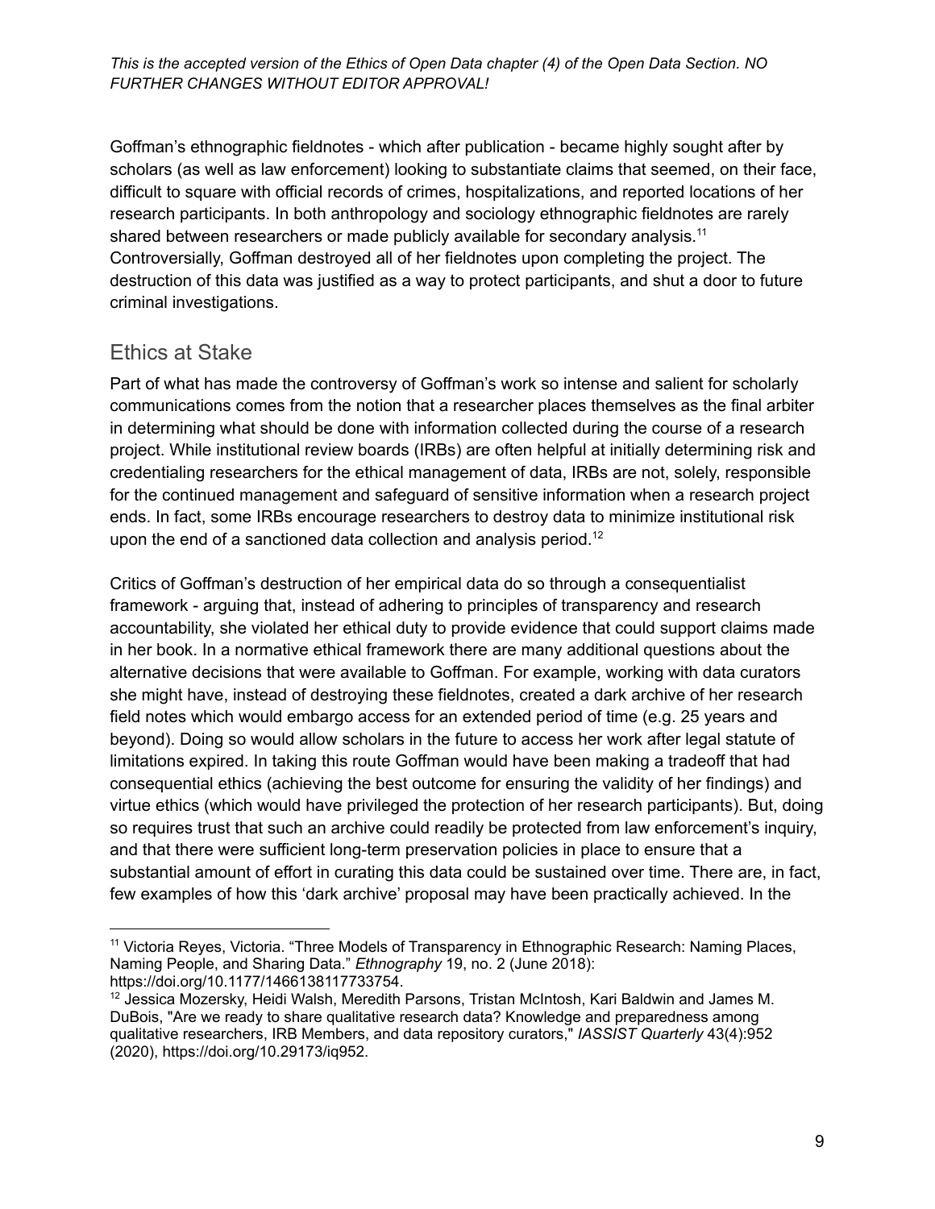Goffman's ethnographic fieldnotes - which after publication - became highly sought after by scholars (as well as law enforcement) looking to substantiate claims that seemed, on their face, difficult to square with official records of crimes, hospitalizations, and reported locations of her research participants. In both anthropology and sociology ethnographic fieldnotes are rarely shared between researchers or made publicly available for secondary analysis.[11] Controversially, Goffman destroyed all of her fieldnotes upon completing the project. The destruction of this data was justified as a way to protect participants, and shut a door to future criminal investigations.

## Ethics at Stake

Part of what has made the controversy of Goffman's work so intense and salient for scholarly communications comes from the notion that a researcher places themselves as the final arbiter in determining what should be done with information collected during the course of a research project. While institutional review boards (IRBs) are often helpful at initially determining risk and credentialing researchers for the ethical management of data, IRBs are not, solely, responsible for the continued management and safeguard of sensitive information when a research project ends. In fact, some IRBs encourage researchers to destroy data to minimize institutional risk upon the end of a sanctioned data collection and analysis period.[12]

Critics of Goffman's destruction of her empirical data do so through a consequentialist framework - arguing that, instead of adhering to principles of transparency and research accountability, she violated her ethical duty to provide evidence that could support claims made in her book. In a normative ethical framework there are many additional questions about the alternative decisions that were available to Goffman. For example, working with data curators she might have, instead of destroying these fieldnotes, created a dark archive of her research field notes which would embargo access for an extended period of time (e.g. 25 years and beyond). Doing so would allow scholars in the future to access her work after legal statute of limitations expired. In taking this route Goffman would have been making a tradeoff that had consequential ethics (achieving the best outcome for ensuring the validity of her findings) and virtue ethics (which would have privileged the protection of her research participants). But, doing so requires trust that such an archive could readily be protected from law enforcement's inquiry, and that there were sufficient long-term preservation policies in place to ensure that a substantial amount of effort in curating this data could be sustained over time. There are, in fact, few examples of how this 'dark archive' proposal may have been practically achieved. In the

---

[11] Victoria Reyes, Victoria. "Three Models of Transparency in Ethnographic Research: Naming Places, Naming People, and Sharing Data." *Ethnography* 19, no. 2 (June 2018): https://doi.org/10.1177/1466138117733754.

[12] Jessica Mozersky, Heidi Walsh, Meredith Parsons, Tristan McIntosh, Kari Baldwin and James M. DuBois, "Are we ready to share qualitative research data? Knowledge and preparedness among qualitative researchers, IRB Members, and data repository curators," *IASSIST Quarterly* 43(4):952 (2020), https://doi.org/10.29173/iq952.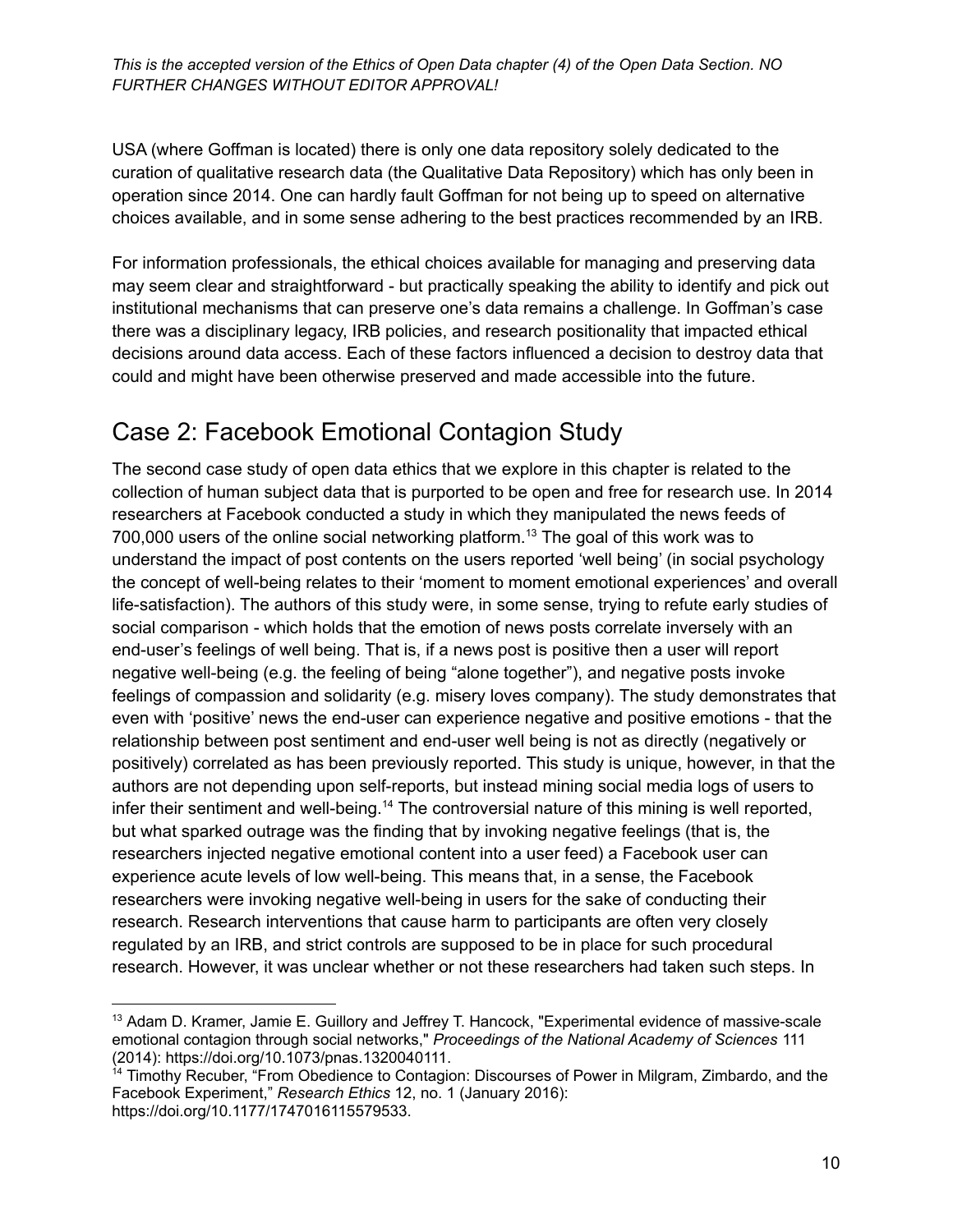USA (where Goffman is located) there is only one data repository solely dedicated to the curation of qualitative research data (the Qualitative Data Repository) which has only been in operation since 2014. One can hardly fault Goffman for not being up to speed on alternative choices available, and in some sense adhering to the best practices recommended by an IRB.

For information professionals, the ethical choices available for managing and preserving data may seem clear and straightforward - but practically speaking the ability to identify and pick out institutional mechanisms that can preserve one's data remains a challenge. In Goffman's case there was a disciplinary legacy, IRB policies, and research positionality that impacted ethical decisions around data access. Each of these factors influenced a decision to destroy data that could and might have been otherwise preserved and made accessible into the future.

## Case 2: Facebook Emotional Contagion Study

The second case study of open data ethics that we explore in this chapter is related to the collection of human subject data that is purported to be open and free for research use. In 2014 researchers at Facebook conducted a study in which they manipulated the news feeds of 700,000 users of the online social networking platform.[13] The goal of this work was to understand the impact of post contents on the users reported 'well being' (in social psychology the concept of well-being relates to their 'moment to moment emotional experiences' and overall life-satisfaction). The authors of this study were, in some sense, trying to refute early studies of social comparison - which holds that the emotion of news posts correlate inversely with an end-user's feelings of well being. That is, if a news post is positive then a user will report negative well-being (e.g. the feeling of being "alone together"), and negative posts invoke feelings of compassion and solidarity (e.g. misery loves company). The study demonstrates that even with 'positive' news the end-user can experience negative and positive emotions - that the relationship between post sentiment and end-user well being is not as directly (negatively or positively) correlated as has been previously reported. This study is unique, however, in that the authors are not depending upon self-reports, but instead mining social media logs of users to infer their sentiment and well-being.[14] The controversial nature of this mining is well reported, but what sparked outrage was the finding that by invoking negative feelings (that is, the researchers injected negative emotional content into a user feed) a Facebook user can experience acute levels of low well-being. This means that, in a sense, the Facebook researchers were invoking negative well-being in users for the sake of conducting their research. Research interventions that cause harm to participants are often very closely regulated by an IRB, and strict controls are supposed to be in place for such procedural research. However, it was unclear whether or not these researchers had taken such steps. In

---

[13] Adam D. Kramer, Jamie E. Guillory and Jeffrey T. Hancock, "Experimental evidence of massive-scale emotional contagion through social networks," *Proceedings of the National Academy of Sciences* 111 (2014): https://doi.org/10.1073/pnas.1320040111.

[14] Timothy Recuber, "From Obedience to Contagion: Discourses of Power in Milgram, Zimbardo, and the Facebook Experiment," *Research Ethics* 12, no. 1 (January 2016): https://doi.org/10.1177/1747016115579533.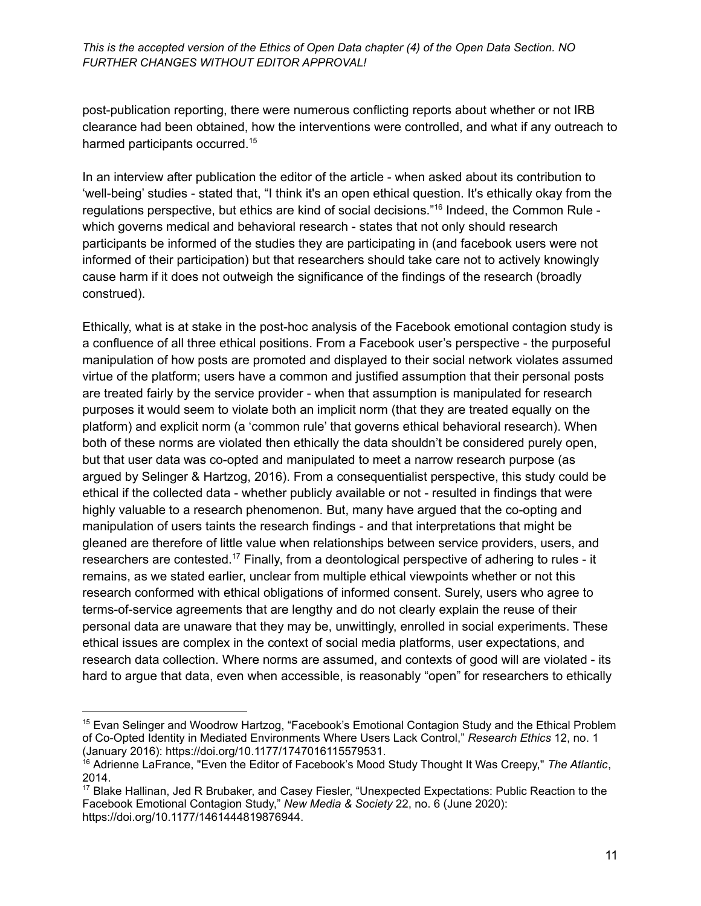post-publication reporting, there were numerous conflicting reports about whether or not IRB clearance had been obtained, how the interventions were controlled, and what if any outreach to harmed participants occurred.[15]

In an interview after publication the editor of the article - when asked about its contribution to 'well-being' studies - stated that, "I think it's an open ethical question. It's ethically okay from the regulations perspective, but ethics are kind of social decisions."[16] Indeed, the Common Rule - which governs medical and behavioral research - states that not only should research participants be informed of the studies they are participating in (and facebook users were not informed of their participation) but that researchers should take care not to actively knowingly cause harm if it does not outweigh the significance of the findings of the research (broadly construed).

Ethically, what is at stake in the post-hoc analysis of the Facebook emotional contagion study is a confluence of all three ethical positions. From a Facebook user's perspective - the purposeful manipulation of how posts are promoted and displayed to their social network violates assumed virtue of the platform; users have a common and justified assumption that their personal posts are treated fairly by the service provider - when that assumption is manipulated for research purposes it would seem to violate both an implicit norm (that they are treated equally on the platform) and explicit norm (a 'common rule' that governs ethical behavioral research). When both of these norms are violated then ethically the data shouldn't be considered purely open, but that user data was co-opted and manipulated to meet a narrow research purpose (as argued by Selinger & Hartzog, 2016). From a consequentialist perspective, this study could be ethical if the collected data - whether publicly available or not - resulted in findings that were highly valuable to a research phenomenon. But, many have argued that the co-opting and manipulation of users taints the research findings - and that interpretations that might be gleaned are therefore of little value when relationships between service providers, users, and researchers are contested.[17] Finally, from a deontological perspective of adhering to rules - it remains, as we stated earlier, unclear from multiple ethical viewpoints whether or not this research conformed with ethical obligations of informed consent. Surely, users who agree to terms-of-service agreements that are lengthy and do not clearly explain the reuse of their personal data are unaware that they may be, unwittingly, enrolled in social experiments. These ethical issues are complex in the context of social media platforms, user expectations, and research data collection. Where norms are assumed, and contexts of good will are violated - its hard to argue that data, even when accessible, is reasonably "open" for researchers to ethically

---

[15] Evan Selinger and Woodrow Hartzog, "Facebook's Emotional Contagion Study and the Ethical Problem of Co-Opted Identity in Mediated Environments Where Users Lack Control," *Research Ethics* 12, no. 1 (January 2016): https://doi.org/10.1177/1747016115579531.

[16] Adrienne LaFrance, "Even the Editor of Facebook's Mood Study Thought It Was Creepy," *The Atlantic*, 2014.

[17] Blake Hallinan, Jed R Brubaker, and Casey Fiesler, "Unexpected Expectations: Public Reaction to the Facebook Emotional Contagion Study," *New Media & Society* 22, no. 6 (June 2020): https://doi.org/10.1177/1461444819876944.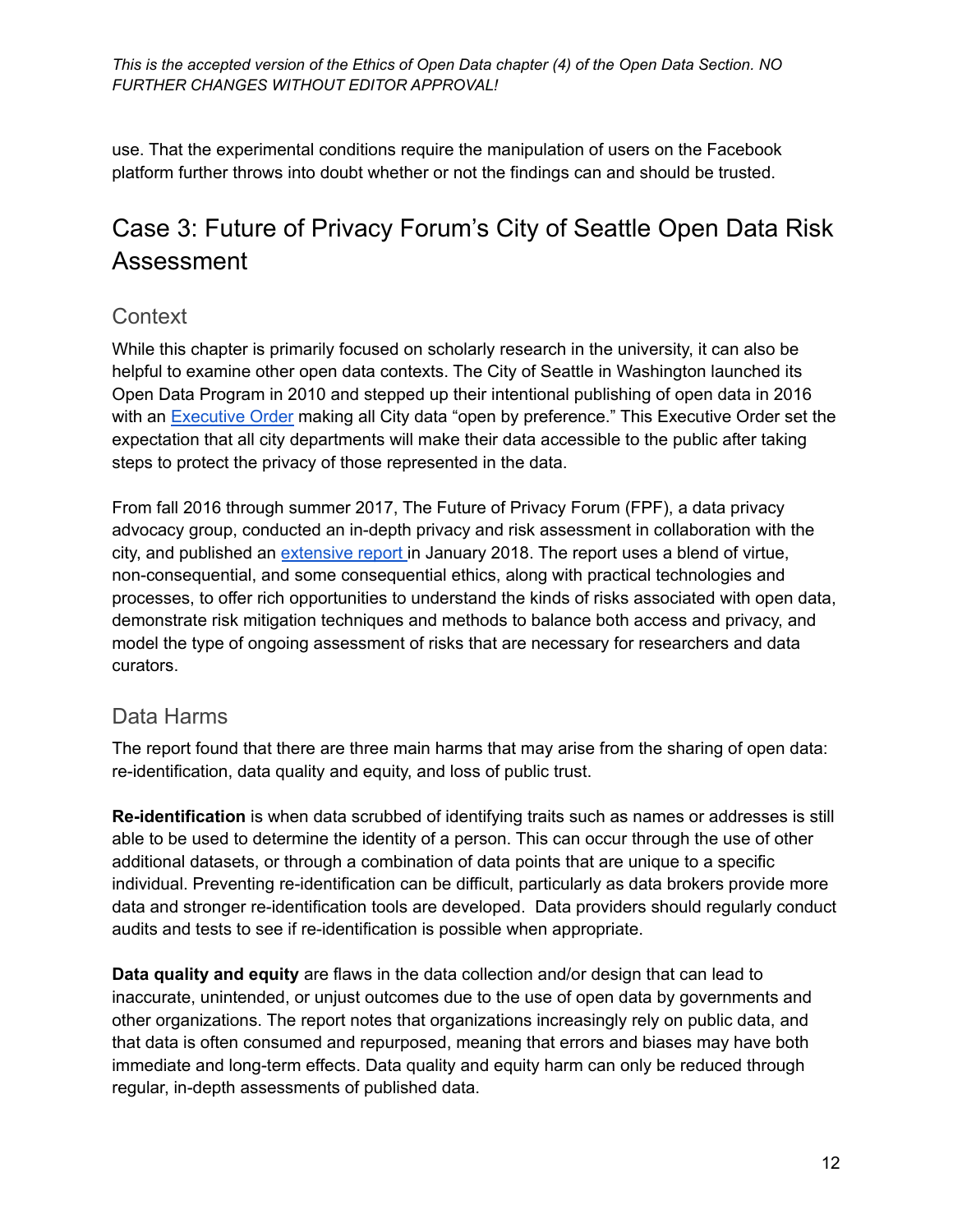use. That the experimental conditions require the manipulation of users on the Facebook platform further throws into doubt whether or not the findings can and should be trusted.

## Case 3: Future of Privacy Forum's City of Seattle Open Data Risk Assessment

### Context

While this chapter is primarily focused on scholarly research in the university, it can also be helpful to examine other open data contexts. The City of Seattle in Washington launched its Open Data Program in 2010 and stepped up their intentional publishing of open data in 2016 with an Executive Order making all City data "open by preference." This Executive Order set the expectation that all city departments will make their data accessible to the public after taking steps to protect the privacy of those represented in the data.

From fall 2016 through summer 2017, The Future of Privacy Forum (FPF), a data privacy advocacy group, conducted an in-depth privacy and risk assessment in collaboration with the city, and published an extensive report in January 2018. The report uses a blend of virtue, non-consequential, and some consequential ethics, along with practical technologies and processes, to offer rich opportunities to understand the kinds of risks associated with open data, demonstrate risk mitigation techniques and methods to balance both access and privacy, and model the type of ongoing assessment of risks that are necessary for researchers and data curators.

### Data Harms

The report found that there are three main harms that may arise from the sharing of open data: re-identification, data quality and equity, and loss of public trust.

**Re-identification** is when data scrubbed of identifying traits such as names or addresses is still able to be used to determine the identity of a person. This can occur through the use of other additional datasets, or through a combination of data points that are unique to a specific individual. Preventing re-identification can be difficult, particularly as data brokers provide more data and stronger re-identification tools are developed. Data providers should regularly conduct audits and tests to see if re-identification is possible when appropriate.

**Data quality and equity** are flaws in the data collection and/or design that can lead to inaccurate, unintended, or unjust outcomes due to the use of open data by governments and other organizations. The report notes that organizations increasingly rely on public data, and that data is often consumed and repurposed, meaning that errors and biases may have both immediate and long-term effects. Data quality and equity harm can only be reduced through regular, in-depth assessments of published data.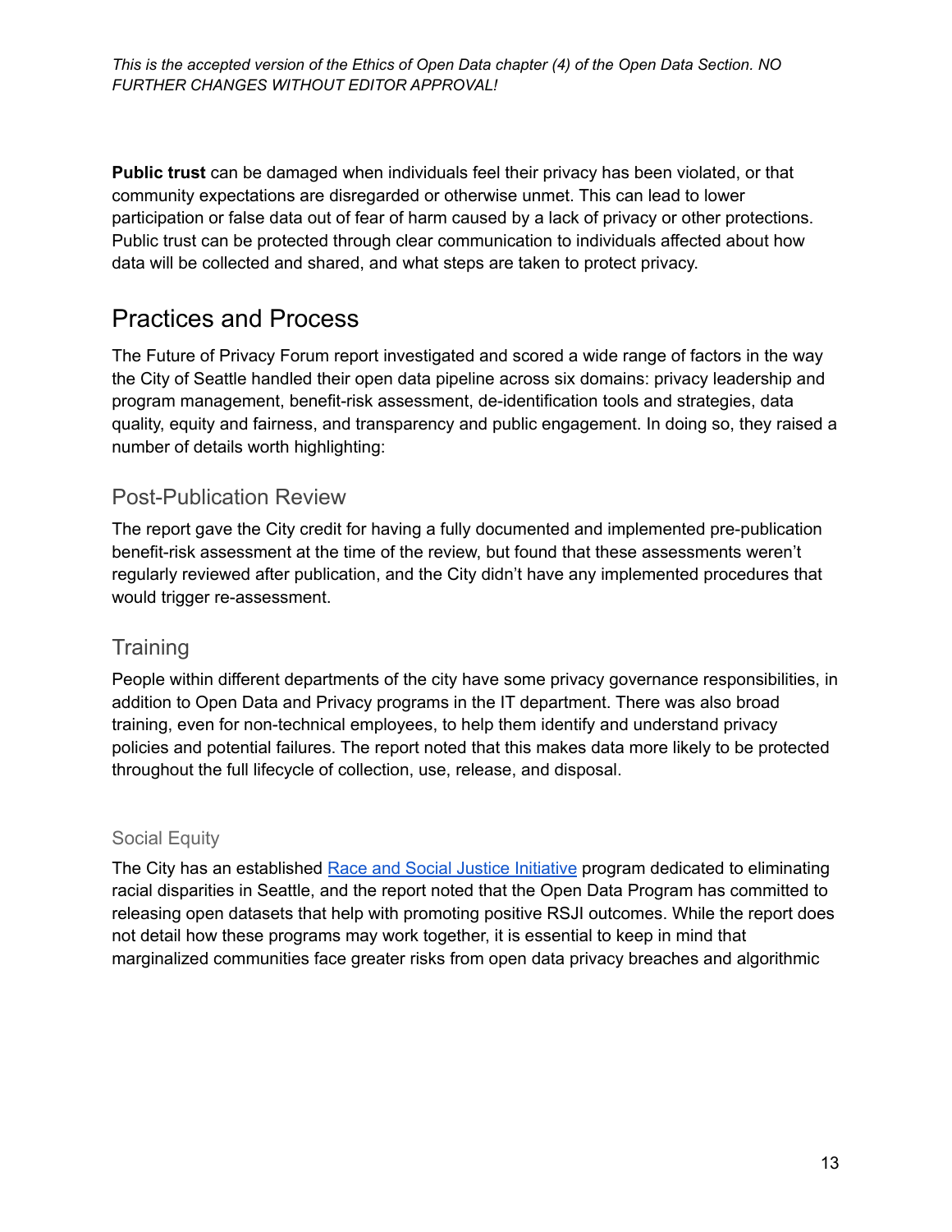**Public trust** can be damaged when individuals feel their privacy has been violated, or that community expectations are disregarded or otherwise unmet. This can lead to lower participation or false data out of fear of harm caused by a lack of privacy or other protections. Public trust can be protected through clear communication to individuals affected about how data will be collected and shared, and what steps are taken to protect privacy.

## Practices and Process

The Future of Privacy Forum report investigated and scored a wide range of factors in the way the City of Seattle handled their open data pipeline across six domains: privacy leadership and program management, benefit-risk assessment, de-identification tools and strategies, data quality, equity and fairness, and transparency and public engagement. In doing so, they raised a number of details worth highlighting:

### Post-Publication Review

The report gave the City credit for having a fully documented and implemented pre-publication benefit-risk assessment at the time of the review, but found that these assessments weren't regularly reviewed after publication, and the City didn't have any implemented procedures that would trigger re-assessment.

### Training

People within different departments of the city have some privacy governance responsibilities, in addition to Open Data and Privacy programs in the IT department. There was also broad training, even for non-technical employees, to help them identify and understand privacy policies and potential failures. The report noted that this makes data more likely to be protected throughout the full lifecycle of collection, use, release, and disposal.

#### Social Equity

The City has an established [Race and Social Justice Initiative](Race and Social Justice Initiative) program dedicated to eliminating racial disparities in Seattle, and the report noted that the Open Data Program has committed to releasing open datasets that help with promoting positive RSJI outcomes. While the report does not detail how these programs may work together, it is essential to keep in mind that marginalized communities face greater risks from open data privacy breaches and algorithmic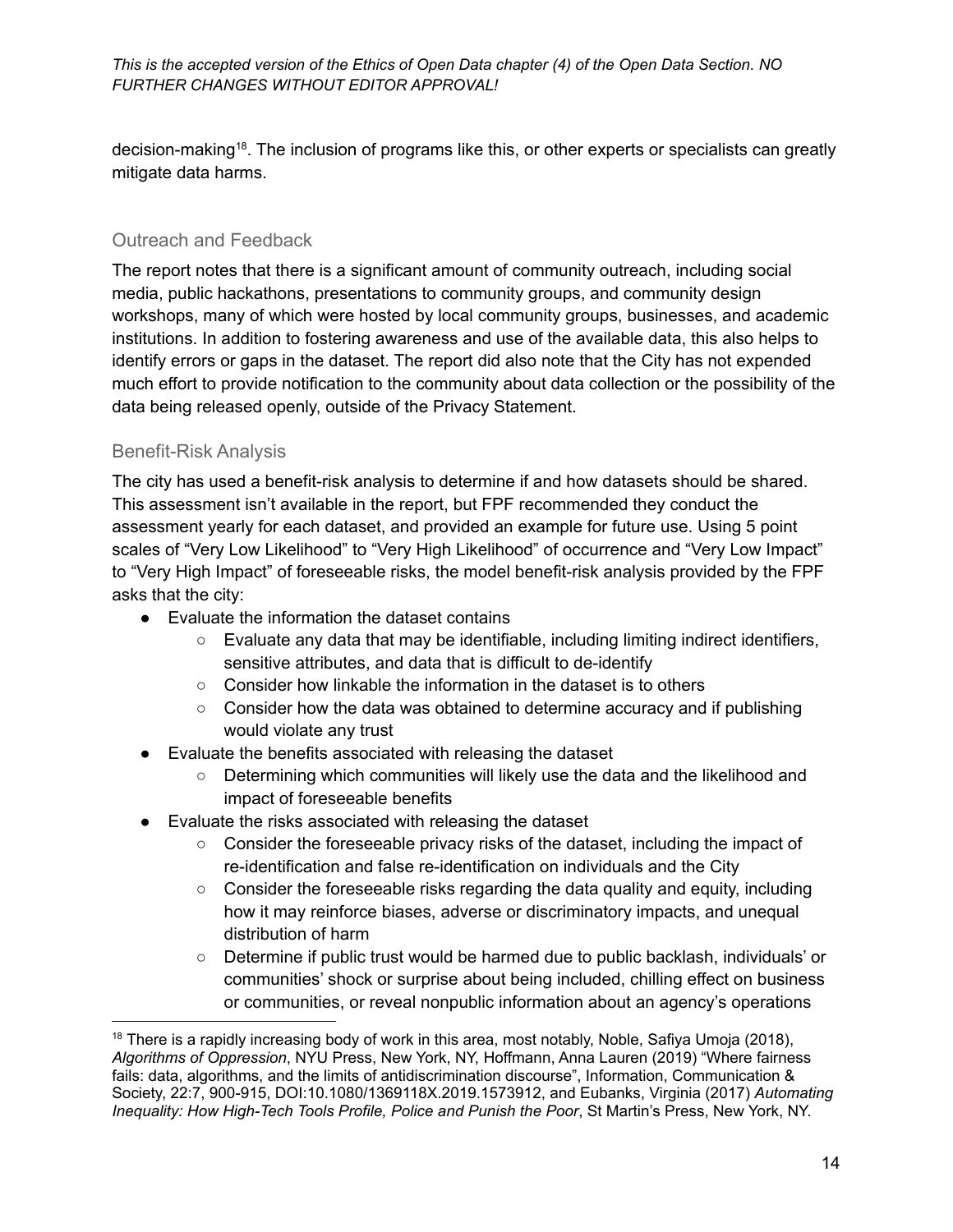decision-making[18]. The inclusion of programs like this, or other experts or specialists can greatly mitigate data harms.

### Outreach and Feedback

The report notes that there is a significant amount of community outreach, including social media, public hackathons, presentations to community groups, and community design workshops, many of which were hosted by local community groups, businesses, and academic institutions. In addition to fostering awareness and use of the available data, this also helps to identify errors or gaps in the dataset. The report did also note that the City has not expended much effort to provide notification to the community about data collection or the possibility of the data being released openly, outside of the Privacy Statement.

### Benefit-Risk Analysis

The city has used a benefit-risk analysis to determine if and how datasets should be shared. This assessment isn't available in the report, but FPF recommended they conduct the assessment yearly for each dataset, and provided an example for future use. Using 5 point scales of "Very Low Likelihood" to "Very High Likelihood" of occurrence and "Very Low Impact" to "Very High Impact" of foreseeable risks, the model benefit-risk analysis provided by the FPF asks that the city:

- Evaluate the information the dataset contains
    - Evaluate any data that may be identifiable, including limiting indirect identifiers, sensitive attributes, and data that is difficult to de-identify
    - Consider how linkable the information in the dataset is to others
    - Consider how the data was obtained to determine accuracy and if publishing would violate any trust
- Evaluate the benefits associated with releasing the dataset
    - Determining which communities will likely use the data and the likelihood and impact of foreseeable benefits
- Evaluate the risks associated with releasing the dataset
    - Consider the foreseeable privacy risks of the dataset, including the impact of re-identification and false re-identification on individuals and the City
    - Consider the foreseeable risks regarding the data quality and equity, including how it may reinforce biases, adverse or discriminatory impacts, and unequal distribution of harm
    - Determine if public trust would be harmed due to public backlash, individuals' or communities' shock or surprise about being included, chilling effect on business or communities, or reveal nonpublic information about an agency's operations

[18] There is a rapidly increasing body of work in this area, most notably, Noble, Safiya Umoja (2018), *Algorithms of Oppression*, NYU Press, New York, NY, Hoffmann, Anna Lauren (2019) "Where fairness fails: data, algorithms, and the limits of antidiscrimination discourse", Information, Communication & Society, 22:7, 900-915, DOI:10.1080/1369118X.2019.1573912, and Eubanks, Virginia (2017) *Automating Inequality: How High-Tech Tools Profile, Police and Punish the Poor*, St Martin's Press, New York, NY.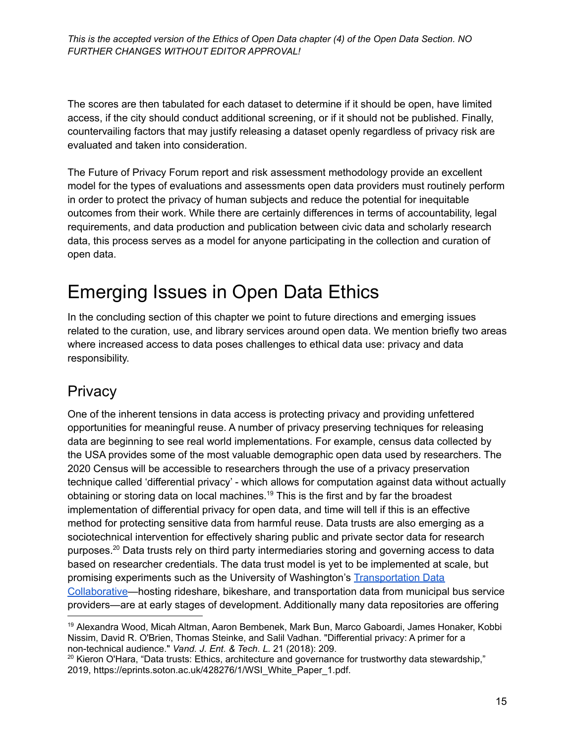The scores are then tabulated for each dataset to determine if it should be open, have limited access, if the city should conduct additional screening, or if it should not be published. Finally, countervailing factors that may justify releasing a dataset openly regardless of privacy risk are evaluated and taken into consideration.

The Future of Privacy Forum report and risk assessment methodology provide an excellent model for the types of evaluations and assessments open data providers must routinely perform in order to protect the privacy of human subjects and reduce the potential for inequitable outcomes from their work. While there are certainly differences in terms of accountability, legal requirements, and data production and publication between civic data and scholarly research data, this process serves as a model for anyone participating in the collection and curation of open data.

# Emerging Issues in Open Data Ethics

In the concluding section of this chapter we point to future directions and emerging issues related to the curation, use, and library services around open data. We mention briefly two areas where increased access to data poses challenges to ethical data use: privacy and data responsibility.

## Privacy

One of the inherent tensions in data access is protecting privacy and providing unfettered opportunities for meaningful reuse. A number of privacy preserving techniques for releasing data are beginning to see real world implementations. For example, census data collected by the USA provides some of the most valuable demographic open data used by researchers. The 2020 Census will be accessible to researchers through the use of a privacy preservation technique called 'differential privacy' - which allows for computation against data without actually obtaining or storing data on local machines.[19] This is the first and by far the broadest implementation of differential privacy for open data, and time will tell if this is an effective method for protecting sensitive data from harmful reuse. Data trusts are also emerging as a sociotechnical intervention for effectively sharing public and private sector data for research purposes.[20] Data trusts rely on third party intermediaries storing and governing access to data based on researcher credentials. The data trust model is yet to be implemented at scale, but promising experiments such as the University of Washington's Transportation Data Collaborative—hosting rideshare, bikeshare, and transportation data from municipal bus service providers—are at early stages of development. Additionally many data repositories are offering

[19] Alexandra Wood, Micah Altman, Aaron Bembenek, Mark Bun, Marco Gaboardi, James Honaker, Kobbi Nissim, David R. O'Brien, Thomas Steinke, and Salil Vadhan. "Differential privacy: A primer for a non-technical audience." *Vand. J. Ent. & Tech. L.* 21 (2018): 209.

[20] Kieron O'Hara, "Data trusts: Ethics, architecture and governance for trustworthy data stewardship," 2019, https://eprints.soton.ac.uk/428276/1/WSI_White_Paper_1.pdf.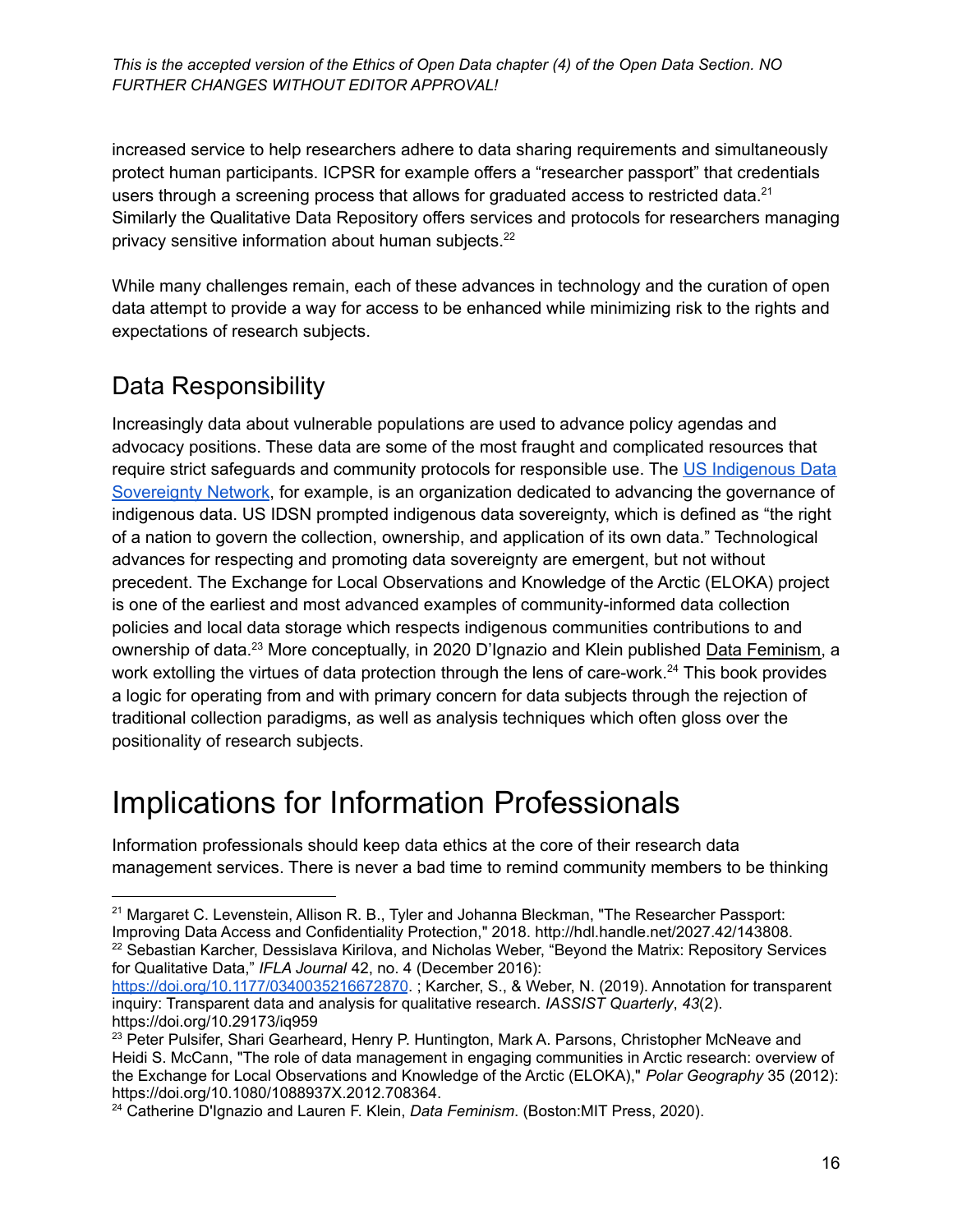increased service to help researchers adhere to data sharing requirements and simultaneously protect human participants. ICPSR for example offers a “researcher passport” that credentials users through a screening process that allows for graduated access to restricted data.[21] Similarly the Qualitative Data Repository offers services and protocols for researchers managing privacy sensitive information about human subjects.[22]

While many challenges remain, each of these advances in technology and the curation of open data attempt to provide a way for access to be enhanced while minimizing risk to the rights and expectations of research subjects.

## Data Responsibility

Increasingly data about vulnerable populations are used to advance policy agendas and advocacy positions. These data are some of the most fraught and complicated resources that require strict safeguards and community protocols for responsible use. The [US Indigenous Data Sovereignty Network](), for example, is an organization dedicated to advancing the governance of indigenous data. US IDSN prompted indigenous data sovereignty, which is defined as “the right of a nation to govern the collection, ownership, and application of its own data.” Technological advances for respecting and promoting data sovereignty are emergent, but not without precedent. The Exchange for Local Observations and Knowledge of the Arctic (ELOKA) project is one of the earliest and most advanced examples of community-informed data collection policies and local data storage which respects indigenous communities contributions to and ownership of data.[23] More conceptually, in 2020 D’Ignazio and Klein published Data Feminism, a work extolling the virtues of data protection through the lens of care-work.[24] This book provides a logic for operating from and with primary concern for data subjects through the rejection of traditional collection paradigms, as well as analysis techniques which often gloss over the positionality of research subjects.

# Implications for Information Professionals

Information professionals should keep data ethics at the core of their research data management services. There is never a bad time to remind community members to be thinking

---

[21] Margaret C. Levenstein, Allison R. B., Tyler and Johanna Bleckman, "The Researcher Passport: Improving Data Access and Confidentiality Protection," 2018. http://hdl.handle.net/2027.42/143808.

[22] Sebastian Karcher, Dessislava Kirilova, and Nicholas Weber, “Beyond the Matrix: Repository Services for Qualitative Data,” *IFLA Journal* 42, no. 4 (December 2016): https://doi.org/10.1177/0340035216672870. ; Karcher, S., & Weber, N. (2019). Annotation for transparent inquiry: Transparent data and analysis for qualitative research. *IASSIST Quarterly*, *43*(2). https://doi.org/10.29173/iq959

[23] Peter Pulsifer, Shari Gearheard, Henry P. Huntington, Mark A. Parsons, Christopher McNeave and Heidi S. McCann, "The role of data management in engaging communities in Arctic research: overview of the Exchange for Local Observations and Knowledge of the Arctic (ELOKA)," *Polar Geography* 35 (2012): https://doi.org/10.1080/1088937X.2012.708364.

[24] Catherine D'Ignazio and Lauren F. Klein, *Data Feminism*. (Boston:MIT Press, 2020).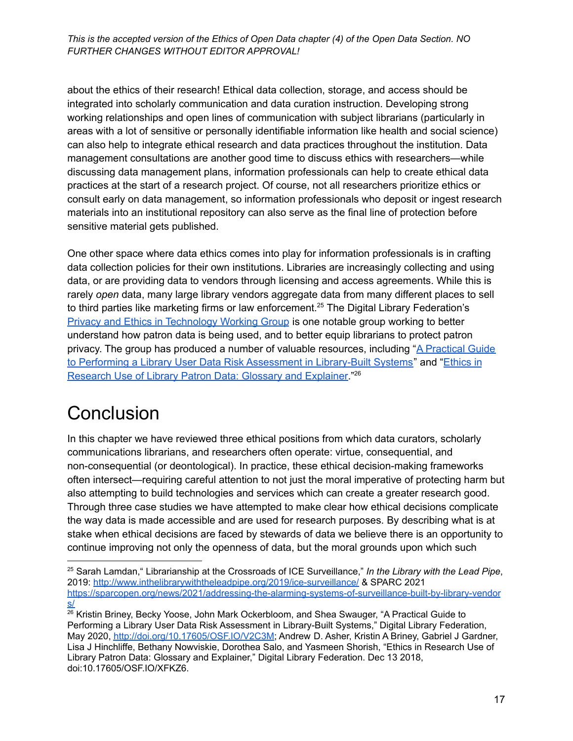about the ethics of their research! Ethical data collection, storage, and access should be integrated into scholarly communication and data curation instruction. Developing strong working relationships and open lines of communication with subject librarians (particularly in areas with a lot of sensitive or personally identifiable information like health and social science) can also help to integrate ethical research and data practices throughout the institution. Data management consultations are another good time to discuss ethics with researchers—while discussing data management plans, information professionals can help to create ethical data practices at the start of a research project. Of course, not all researchers prioritize ethics or consult early on data management, so information professionals who deposit or ingest research materials into an institutional repository can also serve as the final line of protection before sensitive material gets published.

One other space where data ethics comes into play for information professionals is in crafting data collection policies for their own institutions. Libraries are increasingly collecting and using data, or are providing data to vendors through licensing and access agreements. While this is rarely *open* data, many large library vendors aggregate data from many different places to sell to third parties like marketing firms or law enforcement.[25] The Digital Library Federation's [Privacy and Ethics in Technology Working Group]() is one notable group working to better understand how patron data is being used, and to better equip librarians to protect patron privacy. The group has produced a number of valuable resources, including "[A Practical Guide to Performing a Library User Data Risk Assessment in Library-Built Systems]()" and "[Ethics in Research Use of Library Patron Data: Glossary and Explainer]()."[26]

# Conclusion

In this chapter we have reviewed three ethical positions from which data curators, scholarly communications librarians, and researchers often operate: virtue, consequential, and non-consequential (or deontological). In practice, these ethical decision-making frameworks often intersect—requiring careful attention to not just the moral imperative of protecting harm but also attempting to build technologies and services which can create a greater research good. Through three case studies we have attempted to make clear how ethical decisions complicate the way data is made accessible and are used for research purposes. By describing what is at stake when ethical decisions are faced by stewards of data we believe there is an opportunity to continue improving not only the openness of data, but the moral grounds upon which such

---

[25] Sarah Lamdan," Librarianship at the Crossroads of ICE Surveillance," *In the Library with the Lead Pipe*, 2019: http://www.inthelibrarywiththeleadpipe.org/2019/ice-surveillance/ & SPARC 2021 https://sparcopen.org/news/2021/addressing-the-alarming-systems-of-surveillance-built-by-library-vendors/

[26] Kristin Briney, Becky Yoose, John Mark Ockerbloom, and Shea Swauger, "A Practical Guide to Performing a Library User Data Risk Assessment in Library-Built Systems," Digital Library Federation, May 2020, http://doi.org/10.17605/OSF.IO/V2C3M; Andrew D. Asher, Kristin A Briney, Gabriel J Gardner, Lisa J Hinchliffe, Bethany Nowviskie, Dorothea Salo, and Yasmeen Shorish, "Ethics in Research Use of Library Patron Data: Glossary and Explainer," Digital Library Federation. Dec 13 2018, doi:10.17605/OSF.IO/XFKZ6.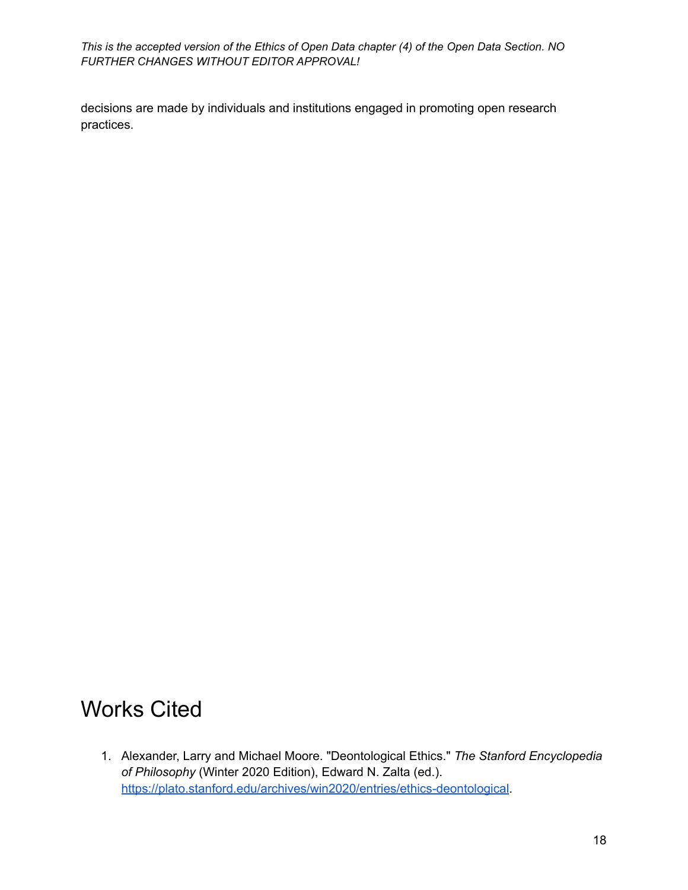decisions are made by individuals and institutions engaged in promoting open research practices.

# Works Cited

1. Alexander, Larry and Michael Moore. "Deontological Ethics." *The Stanford Encyclopedia of Philosophy* (Winter 2020 Edition), Edward N. Zalta (ed.). https://plato.stanford.edu/archives/win2020/entries/ethics-deontological.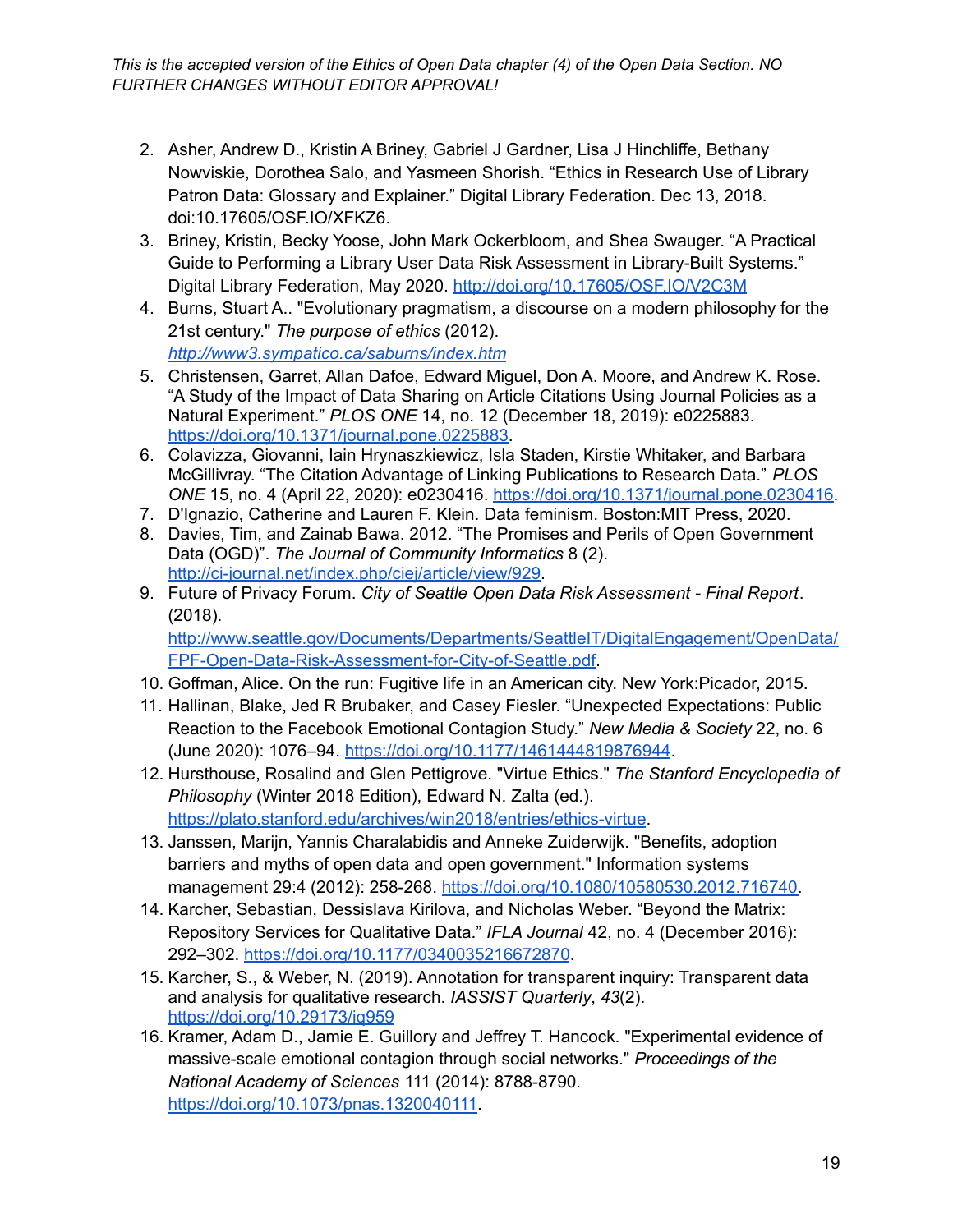2. Asher, Andrew D., Kristin A Briney, Gabriel J Gardner, Lisa J Hinchliffe, Bethany Nowviskie, Dorothea Salo, and Yasmeen Shorish. “Ethics in Research Use of Library Patron Data: Glossary and Explainer.” Digital Library Federation. Dec 13, 2018. doi:10.17605/OSF.IO/XFKZ6.
3. Briney, Kristin, Becky Yoose, John Mark Ockerbloom, and Shea Swauger. “A Practical Guide to Performing a Library User Data Risk Assessment in Library-Built Systems.” Digital Library Federation, May 2020. http://doi.org/10.17605/OSF.IO/V2C3M
4. Burns, Stuart A.. "Evolutionary pragmatism, a discourse on a modern philosophy for the 21st century." *The purpose of ethics* (2012). *http://www3.sympatico.ca/saburns/index.htm*
5. Christensen, Garret, Allan Dafoe, Edward Miguel, Don A. Moore, and Andrew K. Rose. “A Study of the Impact of Data Sharing on Article Citations Using Journal Policies as a Natural Experiment.” *PLOS ONE* 14, no. 12 (December 18, 2019): e0225883. https://doi.org/10.1371/journal.pone.0225883.
6. Colavizza, Giovanni, Iain Hrynaszkiewicz, Isla Staden, Kirstie Whitaker, and Barbara McGillivray. “The Citation Advantage of Linking Publications to Research Data.” *PLOS ONE* 15, no. 4 (April 22, 2020): e0230416. https://doi.org/10.1371/journal.pone.0230416.
7. D'Ignazio, Catherine and Lauren F. Klein. Data feminism. Boston:MIT Press, 2020.
8. Davies, Tim, and Zainab Bawa. 2012. “The Promises and Perils of Open Government Data (OGD)”. *The Journal of Community Informatics* 8 (2). http://ci-journal.net/index.php/ciej/article/view/929.
9. Future of Privacy Forum. *City of Seattle Open Data Risk Assessment - Final Report*. (2018). http://www.seattle.gov/Documents/Departments/SeattleIT/DigitalEngagement/OpenData/FPF-Open-Data-Risk-Assessment-for-City-of-Seattle.pdf.
10. Goffman, Alice. On the run: Fugitive life in an American city. New York:Picador, 2015.
11. Hallinan, Blake, Jed R Brubaker, and Casey Fiesler. “Unexpected Expectations: Public Reaction to the Facebook Emotional Contagion Study.” *New Media & Society* 22, no. 6 (June 2020): 1076–94. https://doi.org/10.1177/1461444819876944.
12. Hursthouse, Rosalind and Glen Pettigrove. "Virtue Ethics." *The Stanford Encyclopedia of Philosophy* (Winter 2018 Edition), Edward N. Zalta (ed.). https://plato.stanford.edu/archives/win2018/entries/ethics-virtue.
13. Janssen, Marijn, Yannis Charalabidis and Anneke Zuiderwijk. "Benefits, adoption barriers and myths of open data and open government." Information systems management 29:4 (2012): 258-268. https://doi.org/10.1080/10580530.2012.716740.
14. Karcher, Sebastian, Dessislava Kirilova, and Nicholas Weber. “Beyond the Matrix: Repository Services for Qualitative Data.” *IFLA Journal* 42, no. 4 (December 2016): 292–302. https://doi.org/10.1177/0340035216672870.
15. Karcher, S., & Weber, N. (2019). Annotation for transparent inquiry: Transparent data and analysis for qualitative research. *IASSIST Quarterly*, *43*(2). https://doi.org/10.29173/iq959
16. Kramer, Adam D., Jamie E. Guillory and Jeffrey T. Hancock. "Experimental evidence of massive-scale emotional contagion through social networks." *Proceedings of the National Academy of Sciences* 111 (2014): 8788-8790. https://doi.org/10.1073/pnas.1320040111.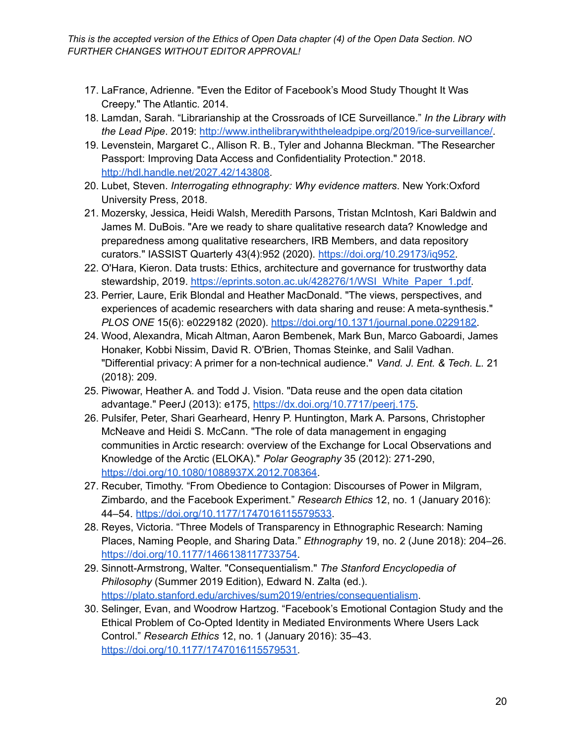17. LaFrance, Adrienne. "Even the Editor of Facebook's Mood Study Thought It Was Creepy." The Atlantic. 2014.
18. Lamdan, Sarah. "Librarianship at the Crossroads of ICE Surveillance." *In the Library with the Lead Pipe*. 2019: http://www.inthelibrarywiththeleadpipe.org/2019/ice-surveillance/.
19. Levenstein, Margaret C., Allison R. B., Tyler and Johanna Bleckman. "The Researcher Passport: Improving Data Access and Confidentiality Protection." 2018. http://hdl.handle.net/2027.42/143808.
20. Lubet, Steven. *Interrogating ethnography: Why evidence matters*. New York:Oxford University Press, 2018.
21. Mozersky, Jessica, Heidi Walsh, Meredith Parsons, Tristan McIntosh, Kari Baldwin and James M. DuBois. "Are we ready to share qualitative research data? Knowledge and preparedness among qualitative researchers, IRB Members, and data repository curators." IASSIST Quarterly 43(4):952 (2020). https://doi.org/10.29173/iq952.
22. O'Hara, Kieron. Data trusts: Ethics, architecture and governance for trustworthy data stewardship, 2019. https://eprints.soton.ac.uk/428276/1/WSI_White_Paper_1.pdf.
23. Perrier, Laure, Erik Blondal and Heather MacDonald. "The views, perspectives, and experiences of academic researchers with data sharing and reuse: A meta-synthesis." *PLOS ONE* 15(6): e0229182 (2020). https://doi.org/10.1371/journal.pone.0229182.
24. Wood, Alexandra, Micah Altman, Aaron Bembenek, Mark Bun, Marco Gaboardi, James Honaker, Kobbi Nissim, David R. O'Brien, Thomas Steinke, and Salil Vadhan. "Differential privacy: A primer for a non-technical audience." *Vand. J. Ent. & Tech. L.* 21 (2018): 209.
25. Piwowar, Heather A. and Todd J. Vision. "Data reuse and the open data citation advantage." PeerJ (2013): e175, https://dx.doi.org/10.7717/peerj.175.
26. Pulsifer, Peter, Shari Gearheard, Henry P. Huntington, Mark A. Parsons, Christopher McNeave and Heidi S. McCann. "The role of data management in engaging communities in Arctic research: overview of the Exchange for Local Observations and Knowledge of the Arctic (ELOKA)." *Polar Geography* 35 (2012): 271-290, https://doi.org/10.1080/1088937X.2012.708364.
27. Recuber, Timothy. "From Obedience to Contagion: Discourses of Power in Milgram, Zimbardo, and the Facebook Experiment." *Research Ethics* 12, no. 1 (January 2016): 44–54. https://doi.org/10.1177/1747016115579533.
28. Reyes, Victoria. "Three Models of Transparency in Ethnographic Research: Naming Places, Naming People, and Sharing Data." *Ethnography* 19, no. 2 (June 2018): 204–26. https://doi.org/10.1177/1466138117733754.
29. Sinnott-Armstrong, Walter. "Consequentialism." *The Stanford Encyclopedia of Philosophy* (Summer 2019 Edition), Edward N. Zalta (ed.). https://plato.stanford.edu/archives/sum2019/entries/consequentialism.
30. Selinger, Evan, and Woodrow Hartzog. "Facebook's Emotional Contagion Study and the Ethical Problem of Co-Opted Identity in Mediated Environments Where Users Lack Control." *Research Ethics* 12, no. 1 (January 2016): 35–43. https://doi.org/10.1177/1747016115579531.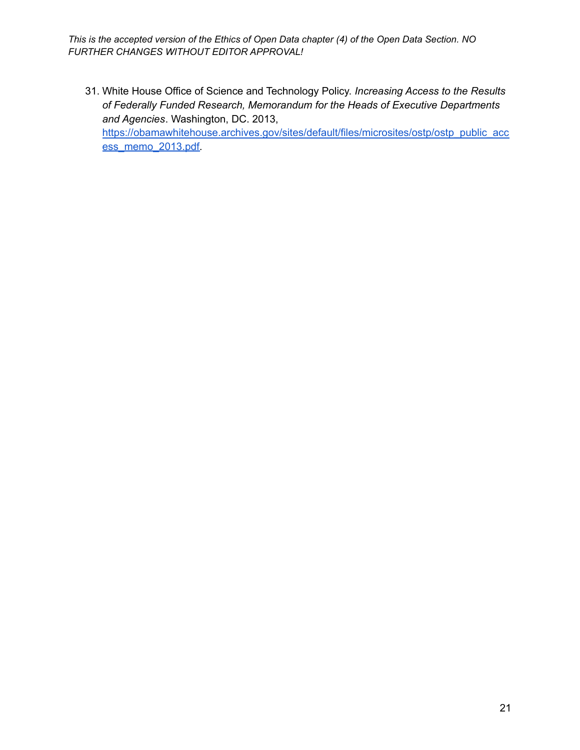31. White House Office of Science and Technology Policy. *Increasing Access to the Results of Federally Funded Research, Memorandum for the Heads of Executive Departments and Agencies*. Washington, DC. 2013, https://obamawhitehouse.archives.gov/sites/default/files/microsites/ostp/ostp_public_access_memo_2013.pdf.